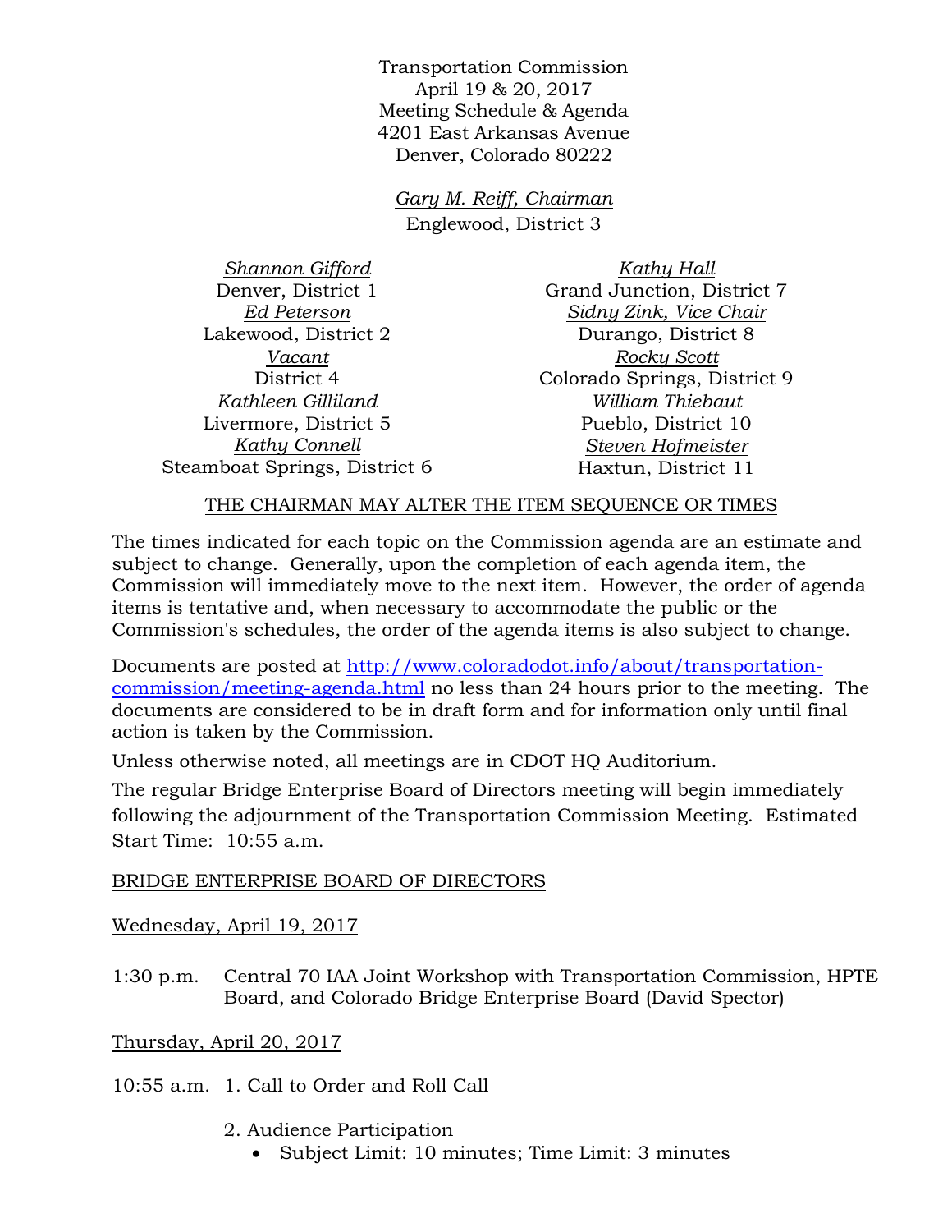Transportation Commission
April 19 & 20, 2017
Meeting Schedule & Agenda
4201 East Arkansas Avenue
Denver, Colorado 80222

*Gary M. Reiff, Chairman*
Englewood, District 3

*Shannon Gifford*
Denver, District 1

*Ed Peterson*
Lakewood, District 2

*Vacant*
District 4

*Kathleen Gilliland*
Livermore, District 5

*Kathy Connell*
Steamboat Springs, District 6

*Kathy Hall*
Grand Junction, District 7

*Sidny Zink, Vice Chair*
Durango, District 8

*Rocky Scott*
Colorado Springs, District 9

*William Thiebaut*
Pueblo, District 10

*Steven Hofmeister*
Haxtun, District 11

THE CHAIRMAN MAY ALTER THE ITEM SEQUENCE OR TIMES

The times indicated for each topic on the Commission agenda are an estimate and subject to change. Generally, upon the completion of each agenda item, the Commission will immediately move to the next item. However, the order of agenda items is tentative and, when necessary to accommodate the public or the Commission's schedules, the order of the agenda items is also subject to change.

Documents are posted at http://www.coloradodot.info/about/transportation-commission/meeting-agenda.html no less than 24 hours prior to the meeting. The documents are considered to be in draft form and for information only until final action is taken by the Commission.

Unless otherwise noted, all meetings are in CDOT HQ Auditorium.

The regular Bridge Enterprise Board of Directors meeting will begin immediately following the adjournment of the Transportation Commission Meeting. Estimated Start Time: 10:55 a.m.

BRIDGE ENTERPRISE BOARD OF DIRECTORS

Wednesday, April 19, 2017

1:30 p.m. Central 70 IAA Joint Workshop with Transportation Commission, HPTE Board, and Colorado Bridge Enterprise Board (David Spector)

Thursday, April 20, 2017

10:55 a.m. 1. Call to Order and Roll Call

2. Audience Participation
   - Subject Limit: 10 minutes; Time Limit: 3 minutes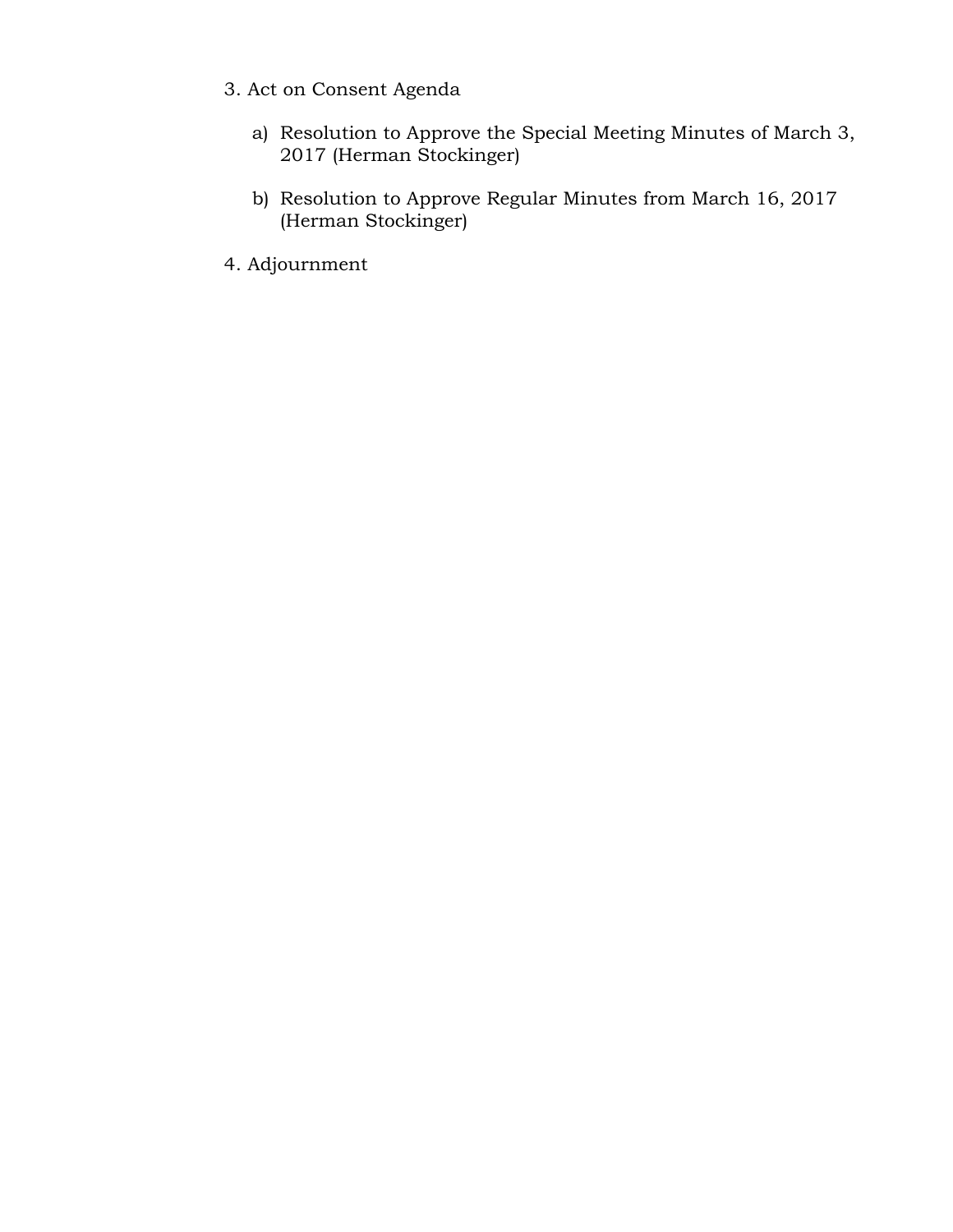3. Act on Consent Agenda

   a) Resolution to Approve the Special Meeting Minutes of March 3, 2017 (Herman Stockinger)

   b) Resolution to Approve Regular Minutes from March 16, 2017 (Herman Stockinger)

4. Adjournment